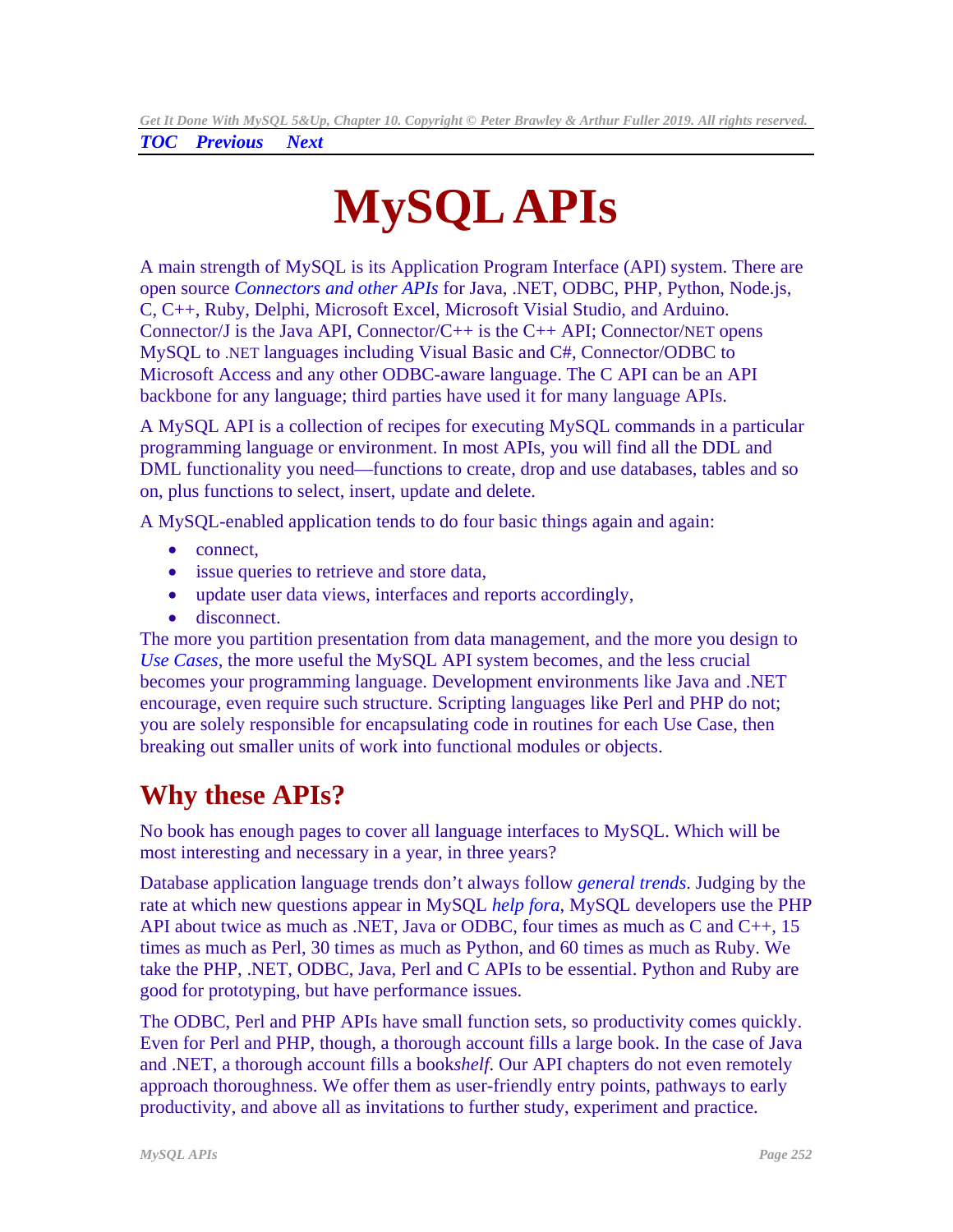*TOC Previous Next*

# MySQL APIs

A main strength of MySQL is its Application Program Interface (API) system. There are open source *Connectors and other APIs* for Java, .NET, ODBC, PHP, Python, Node.js, C, C++, Ruby, Delphi, Microsoft Excel, Microsoft Visial Studio, and Arduino. Connector/J is the Java API, Connector/C++ is the C++ API; Connector/NET opens MySQL to .NET languages including Visual Basic and C#, Connector/ODBC to Microsoft Access and any other ODBC-aware language. The C API can be an API backbone for any language; third parties have used it for many language APIs.

A MySQL API is a collection of recipes for executing MySQL commands in a particular programming language or environment. In most APIs, you will find all the DDL and DML functionality you need—functions to create, drop and use databases, tables and so on, plus functions to select, insert, update and delete.

A MySQL-enabled application tends to do four basic things again and again:

- connect,
- issue queries to retrieve and store data,
- update user data views, interfaces and reports accordingly,
- disconnect.

The more you partition presentation from data management, and the more you design to *Use Cases*, the more useful the MySQL API system becomes, and the less crucial becomes your programming language. Development environments like Java and .NET encourage, even require such structure. Scripting languages like Perl and PHP do not; you are solely responsible for encapsulating code in routines for each Use Case, then breaking out smaller units of work into functional modules or objects.

## Why these APIs?

No book has enough pages to cover all language interfaces to MySQL. Which will be most interesting and necessary in a year, in three years?

Database application language trends don't always follow *general trends*. Judging by the rate at which new questions appear in MySQL *help fora*, MySQL developers use the PHP API about twice as much as .NET, Java or ODBC, four times as much as C and C++, 15 times as much as Perl, 30 times as much as Python, and 60 times as much as Ruby. We take the PHP, .NET, ODBC, Java, Perl and C APIs to be essential. Python and Ruby are good for prototyping, but have performance issues.

The ODBC, Perl and PHP APIs have small function sets, so productivity comes quickly. Even for Perl and PHP, though, a thorough account fills a large book. In the case of Java and .NET, a thorough account fills a book*shelf*. Our API chapters do not even remotely approach thoroughness. We offer them as user-friendly entry points, pathways to early productivity, and above all as invitations to further study, experiment and practice.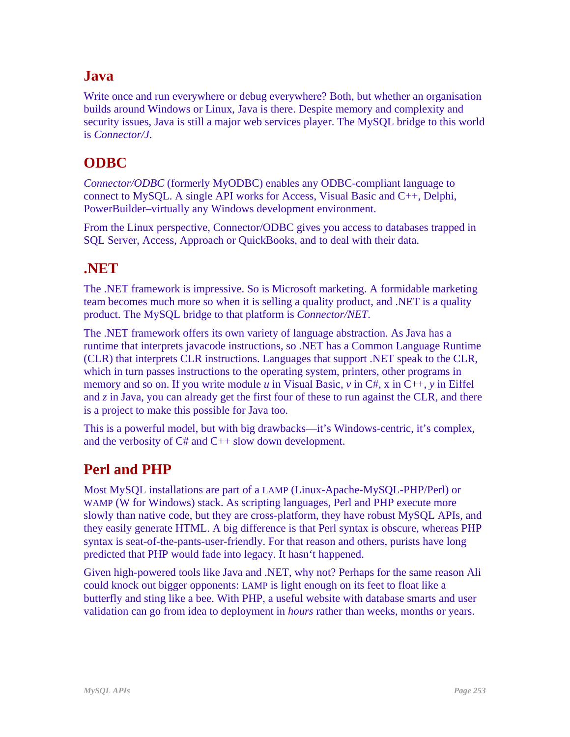## Java

Write once and run everywhere or debug everywhere? Both, but whether an organisation builds around Windows or Linux, Java is there. Despite memory and complexity and security issues, Java is still a major web services player. The MySQL bridge to this world is *Connector/J*.

## ODBC

*Connector/ODBC* (formerly MyODBC) enables any ODBC-compliant language to connect to MySQL. A single API works for Access, Visual Basic and C++, Delphi, PowerBuilder–virtually any Windows development environment.

From the Linux perspective, Connector/ODBC gives you access to databases trapped in SQL Server, Access, Approach or QuickBooks, and to deal with their data.

## .NET

The .NET framework is impressive. So is Microsoft marketing. A formidable marketing team becomes much more so when it is selling a quality product, and .NET is a quality product. The MySQL bridge to that platform is *Connector/NET*.

The .NET framework offers its own variety of language abstraction. As Java has a runtime that interprets javacode instructions, so .NET has a Common Language Runtime (CLR) that interprets CLR instructions. Languages that support .NET speak to the CLR, which in turn passes instructions to the operating system, printers, other programs in memory and so on. If you write module *u* in Visual Basic, *v* in C#, x in C++, *y* in Eiffel and *z* in Java, you can already get the first four of these to run against the CLR, and there is a project to make this possible for Java too.

This is a powerful model, but with big drawbacks—it's Windows-centric, it's complex, and the verbosity of C# and C++ slow down development.

## Perl and PHP

Most MySQL installations are part of a LAMP (Linux-Apache-MySQL-PHP/Perl) or WAMP (W for Windows) stack. As scripting languages, Perl and PHP execute more slowly than native code, but they are cross-platform, they have robust MySQL APIs, and they easily generate HTML. A big difference is that Perl syntax is obscure, whereas PHP syntax is seat-of-the-pants-user-friendly. For that reason and others, purists have long predicted that PHP would fade into legacy. It hasn't happened.

Given high-powered tools like Java and .NET, why not? Perhaps for the same reason Ali could knock out bigger opponents: LAMP is light enough on its feet to float like a butterfly and sting like a bee. With PHP, a useful website with database smarts and user validation can go from idea to deployment in *hours* rather than weeks, months or years.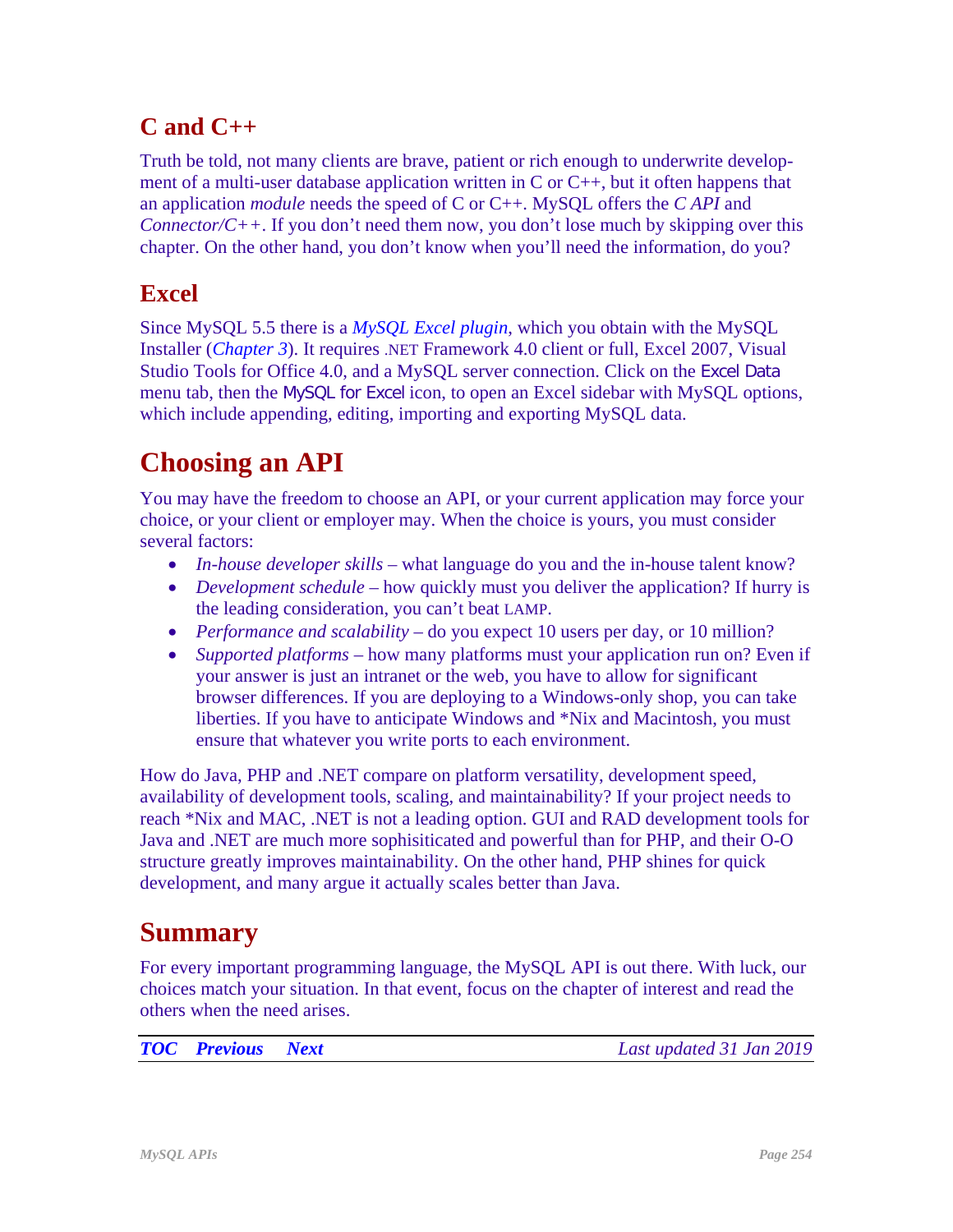### C and C++

Truth be told, not many clients are brave, patient or rich enough to underwrite development of a multi-user database application written in C or C++, but it often happens that an application *module* needs the speed of C or C++. MySQL offers the *C API* and *Connector/C++*. If you don't need them now, you don't lose much by skipping over this chapter. On the other hand, you don't know when you'll need the information, do you?

### Excel

Since MySQL 5.5 there is a *MySQL Excel plugin*, which you obtain with the MySQL Installer (*Chapter 3*). It requires .NET Framework 4.0 client or full, Excel 2007, Visual Studio Tools for Office 4.0, and a MySQL server connection. Click on the Excel Data menu tab, then the MySQL for Excel icon, to open an Excel sidebar with MySQL options, which include appending, editing, importing and exporting MySQL data.

## Choosing an API

You may have the freedom to choose an API, or your current application may force your choice, or your client or employer may. When the choice is yours, you must consider several factors:

- *In-house developer skills* – what language do you and the in-house talent know?
- *Development schedule* – how quickly must you deliver the application? If hurry is the leading consideration, you can't beat LAMP.
- *Performance and scalability* – do you expect 10 users per day, or 10 million?
- *Supported platforms* – how many platforms must your application run on? Even if your answer is just an intranet or the web, you have to allow for significant browser differences. If you are deploying to a Windows-only shop, you can take liberties. If you have to anticipate Windows and *Nix and Macintosh, you must ensure that whatever you write ports to each environment.

How do Java, PHP and .NET compare on platform versatility, development speed, availability of development tools, scaling, and maintainability? If your project needs to reach *Nix and MAC, .NET is not a leading option. GUI and RAD development tools for Java and .NET are much more sophisiticated and powerful than for PHP, and their O-O structure greatly improves maintainability. On the other hand, PHP shines for quick development, and many argue it actually scales better than Java.

## Summary

For every important programming language, the MySQL API is out there. With luck, our choices match your situation. In that event, focus on the chapter of interest and read the others when the need arises.

***TOC*** ***Previous*** ***Next*** *Last updated 31 Jan 2019*